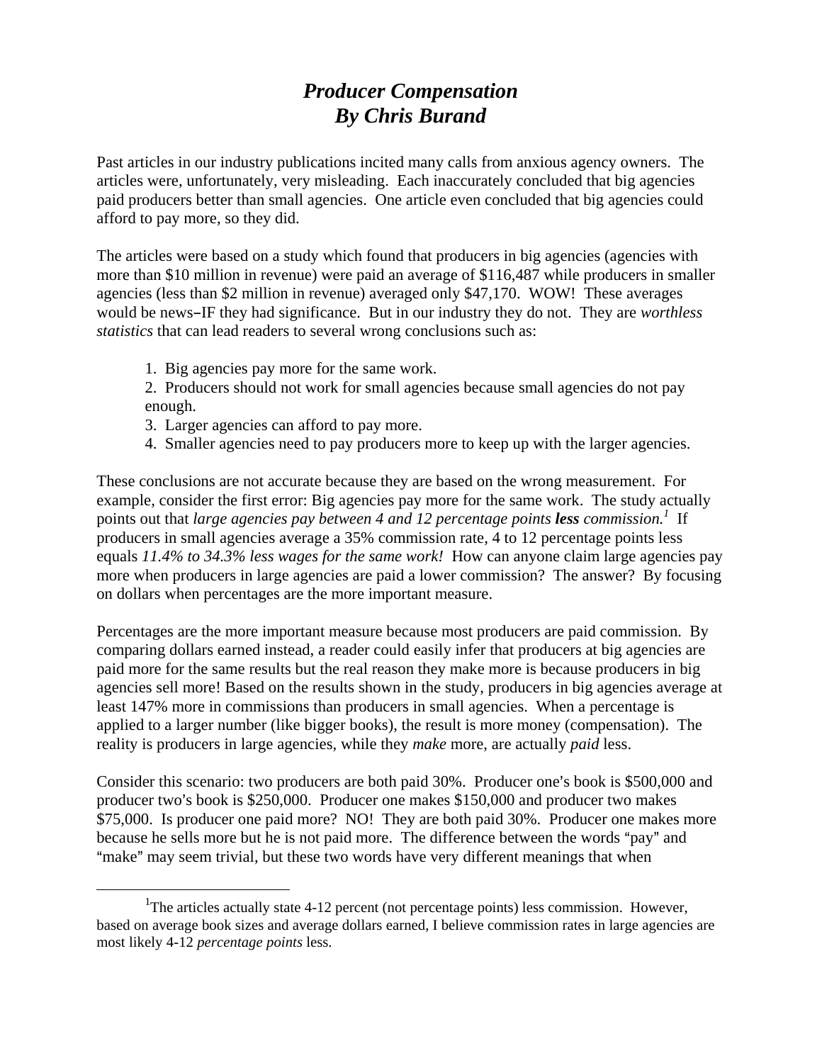# *Producer Compensation*
# *By Chris Burand*

Past articles in our industry publications incited many calls from anxious agency owners. The articles were, unfortunately, very misleading. Each inaccurately concluded that big agencies paid producers better than small agencies. One article even concluded that big agencies could afford to pay more, so they did.

The articles were based on a study which found that producers in big agencies (agencies with more than $10 million in revenue) were paid an average of $116,487 while producers in smaller agencies (less than $2 million in revenue) averaged only $47,170. WOW! These averages would be news–IF they had significance. But in our industry they do not. They are *worthless statistics* that can lead readers to several wrong conclusions such as:

1. Big agencies pay more for the same work.
2. Producers should not work for small agencies because small agencies do not pay enough.
3. Larger agencies can afford to pay more.
4. Smaller agencies need to pay producers more to keep up with the larger agencies.

These conclusions are not accurate because they are based on the wrong measurement. For example, consider the first error: Big agencies pay more for the same work. The study actually points out that *large agencies pay between 4 and 12 percentage points **less** commission.*[1] If producers in small agencies average a 35% commission rate, 4 to 12 percentage points less equals *11.4% to 34.3% less wages for the same work!* How can anyone claim large agencies pay more when producers in large agencies are paid a lower commission? The answer? By focusing on dollars when percentages are the more important measure.

Percentages are the more important measure because most producers are paid commission. By comparing dollars earned instead, a reader could easily infer that producers at big agencies are paid more for the same results but the real reason they make more is because producers in big agencies sell more! Based on the results shown in the study, producers in big agencies average at least 147% more in commissions than producers in small agencies. When a percentage is applied to a larger number (like bigger books), the result is more money (compensation). The reality is producers in large agencies, while they *make* more, are actually *paid* less.

Consider this scenario: two producers are both paid 30%. Producer one's book is $500,000 and producer two's book is $250,000. Producer one makes $150,000 and producer two makes $75,000. Is producer one paid more? NO! They are both paid 30%. Producer one makes more because he sells more but he is not paid more. The difference between the words "pay" and "make" may seem trivial, but these two words have very different meanings that when

---

[1] The articles actually state 4-12 percent (not percentage points) less commission. However, based on average book sizes and average dollars earned, I believe commission rates in large agencies are most likely 4-12 *percentage points* less.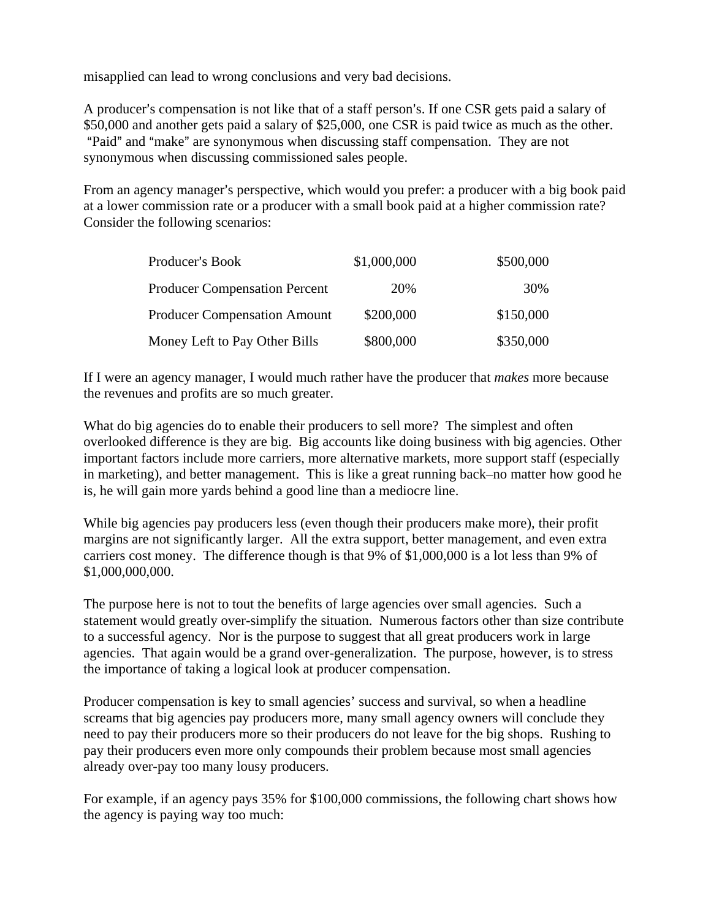misapplied can lead to wrong conclusions and very bad decisions.

A producer's compensation is not like that of a staff person's. If one CSR gets paid a salary of $50,000 and another gets paid a salary of $25,000, one CSR is paid twice as much as the other. "Paid" and "make" are synonymous when discussing staff compensation. They are not synonymous when discussing commissioned sales people.

From an agency manager's perspective, which would you prefer: a producer with a big book paid at a lower commission rate or a producer with a small book paid at a higher commission rate? Consider the following scenarios:

| | | |
|---|---:|---:|
| Producer's Book | $1,000,000 | $500,000 |
| Producer Compensation Percent | 20% | 30% |
| Producer Compensation Amount | $200,000 | $150,000 |
| Money Left to Pay Other Bills | $800,000 | $350,000 |

If I were an agency manager, I would much rather have the producer that *makes* more because the revenues and profits are so much greater.

What do big agencies do to enable their producers to sell more? The simplest and often overlooked difference is they are big. Big accounts like doing business with big agencies. Other important factors include more carriers, more alternative markets, more support staff (especially in marketing), and better management. This is like a great running back–no matter how good he is, he will gain more yards behind a good line than a mediocre line.

While big agencies pay producers less (even though their producers make more), their profit margins are not significantly larger. All the extra support, better management, and even extra carriers cost money. The difference though is that 9% of $1,000,000 is a lot less than 9% of $1,000,000,000.

The purpose here is not to tout the benefits of large agencies over small agencies. Such a statement would greatly over-simplify the situation. Numerous factors other than size contribute to a successful agency. Nor is the purpose to suggest that all great producers work in large agencies. That again would be a grand over-generalization. The purpose, however, is to stress the importance of taking a logical look at producer compensation.

Producer compensation is key to small agencies' success and survival, so when a headline screams that big agencies pay producers more, many small agency owners will conclude they need to pay their producers more so their producers do not leave for the big shops. Rushing to pay their producers even more only compounds their problem because most small agencies already over-pay too many lousy producers.

For example, if an agency pays 35% for $100,000 commissions, the following chart shows how the agency is paying way too much: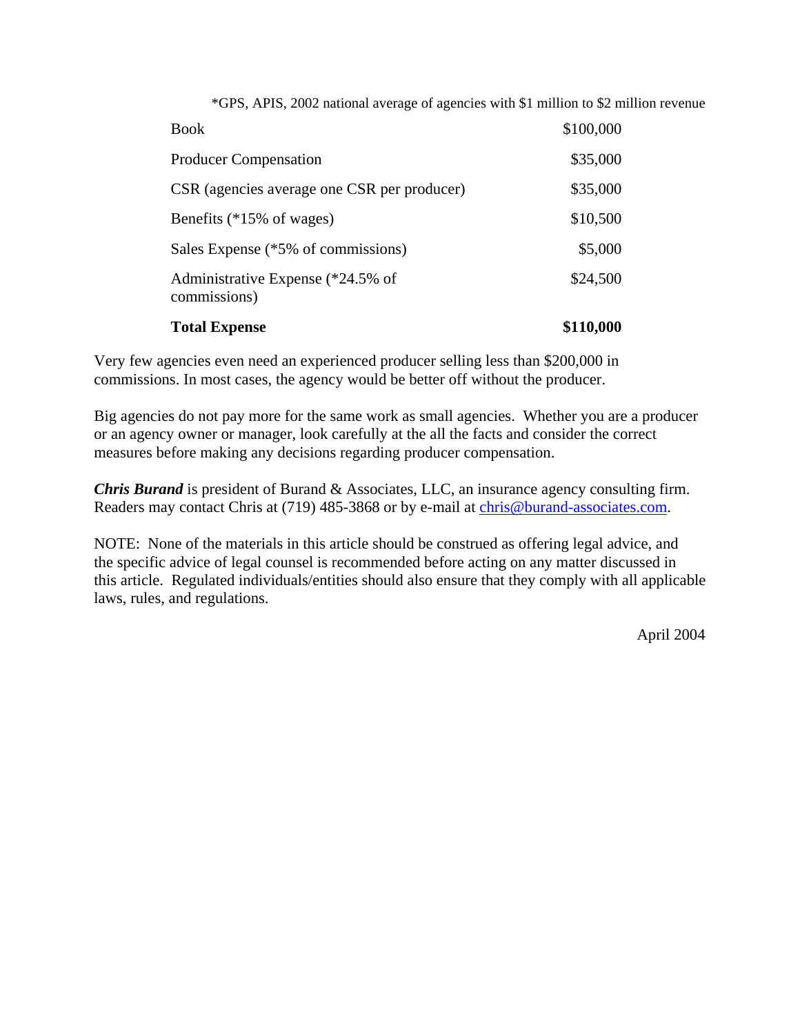*GPS, APIS, 2002 national average of agencies with $1 million to $2 million revenue

| | |
|---|---|
| Book | $100,000 |
| Producer Compensation | $35,000 |
| CSR (agencies average one CSR per producer) | $35,000 |
| Benefits (*15% of wages) | $10,500 |
| Sales Expense (*5% of commissions) | $5,000 |
| Administrative Expense (*24.5% of commissions) | $24,500 |
| **Total Expense** | **$110,000** |

Very few agencies even need an experienced producer selling less than $200,000 in commissions. In most cases, the agency would be better off without the producer.

Big agencies do not pay more for the same work as small agencies. Whether you are a producer or an agency owner or manager, look carefully at the all the facts and consider the correct measures before making any decisions regarding producer compensation.

***Chris Burand*** is president of Burand & Associates, LLC, an insurance agency consulting firm. Readers may contact Chris at (719) 485-3868 or by e-mail at chris@burand-associates.com.

NOTE: None of the materials in this article should be construed as offering legal advice, and the specific advice of legal counsel is recommended before acting on any matter discussed in this article. Regulated individuals/entities should also ensure that they comply with all applicable laws, rules, and regulations.

April 2004